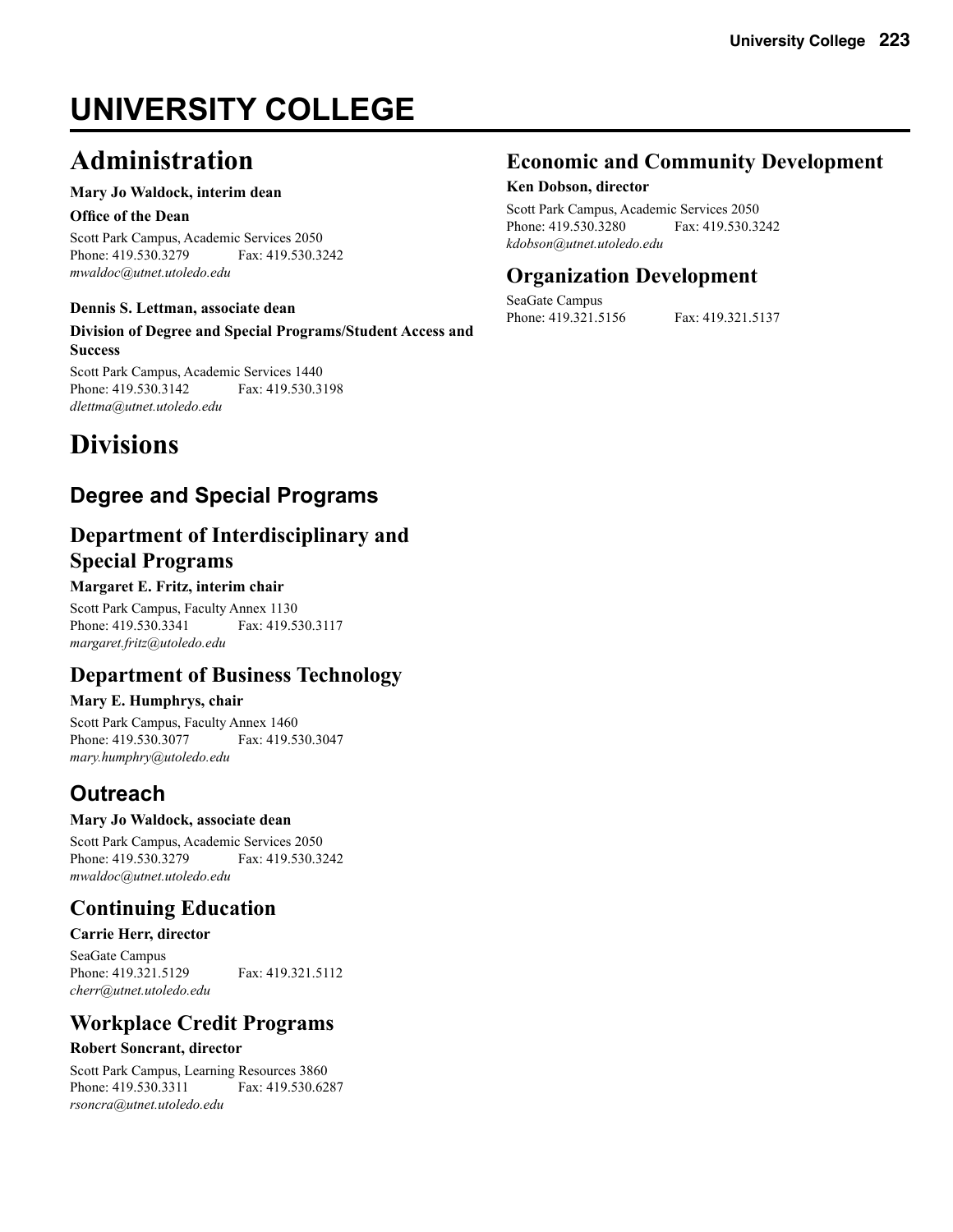# UNIVERSITY COLLEGE

## Administration

**Mary Jo Waldock, interim dean**

**Office of the Dean**

Scott Park Campus, Academic Services 2050
Phone: 419.530.3279 Fax: 419.530.3242
*mwaldoc@utnet.utoledo.edu*

**Dennis S. Lettman, associate dean**

**Division of Degree and Special Programs/Student Access and Success**

Scott Park Campus, Academic Services 1440
Phone: 419.530.3142 Fax: 419.530.3198
*dlettma@utnet.utoledo.edu*

## Divisions

### Degree and Special Programs

### Department of Interdisciplinary and Special Programs

**Margaret E. Fritz, interim chair**

Scott Park Campus, Faculty Annex 1130
Phone: 419.530.3341 Fax: 419.530.3117
*margaret.fritz@utoledo.edu*

### Department of Business Technology

**Mary E. Humphrys, chair**

Scott Park Campus, Faculty Annex 1460
Phone: 419.530.3077 Fax: 419.530.3047
*mary.humphry@utoledo.edu*

### Outreach

**Mary Jo Waldock, associate dean**

Scott Park Campus, Academic Services 2050
Phone: 419.530.3279 Fax: 419.530.3242
*mwaldoc@utnet.utoledo.edu*

### Continuing Education

**Carrie Herr, director**

SeaGate Campus
Phone: 419.321.5129 Fax: 419.321.5112
*cherr@utnet.utoledo.edu*

### Workplace Credit Programs

**Robert Soncrant, director**

Scott Park Campus, Learning Resources 3860
Phone: 419.530.3311 Fax: 419.530.6287
*rsoncra@utnet.utoledo.edu*

### Economic and Community Development

**Ken Dobson, director**

Scott Park Campus, Academic Services 2050
Phone: 419.530.3280 Fax: 419.530.3242
*kdobson@utnet.utoledo.edu*

### Organization Development

SeaGate Campus
Phone: 419.321.5156 Fax: 419.321.5137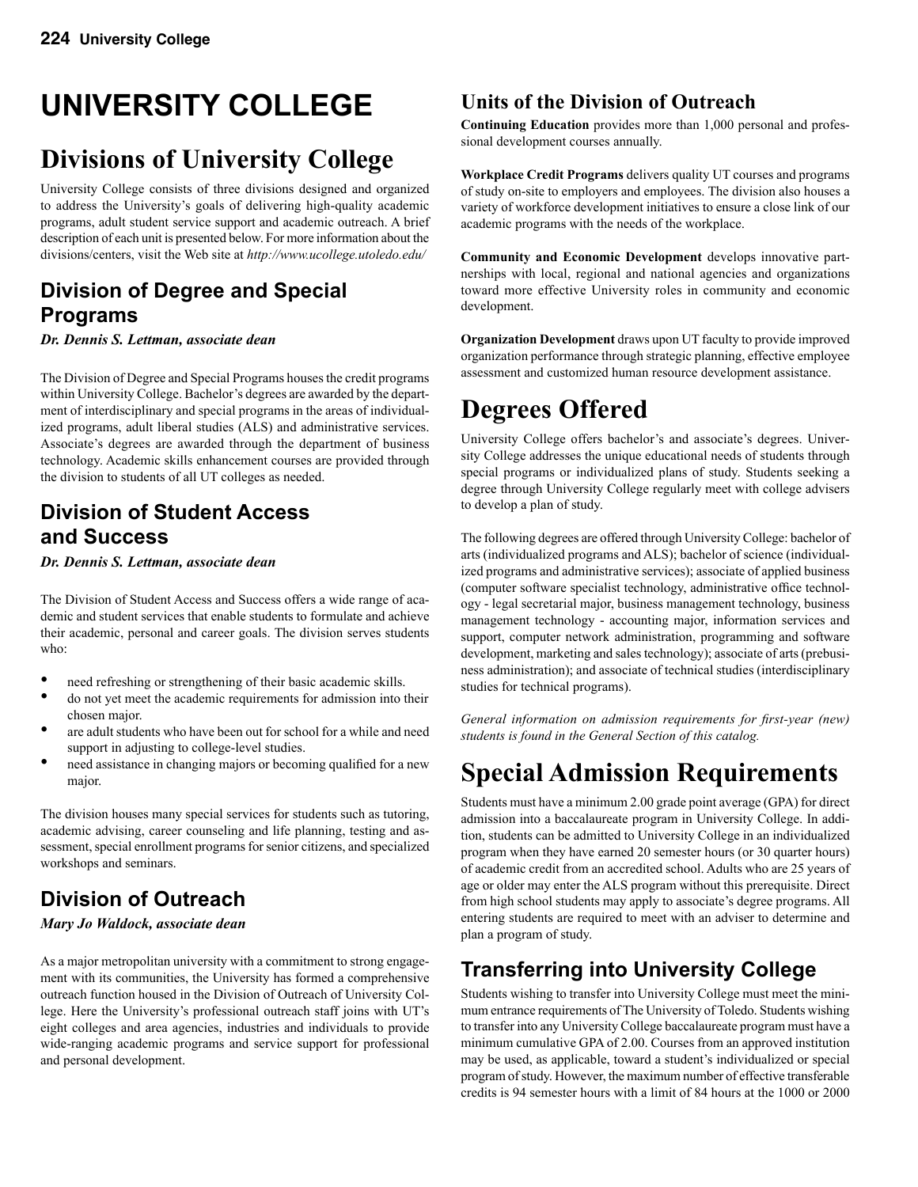# UNIVERSITY COLLEGE

## Divisions of University College

University College consists of three divisions designed and organized to address the University's goals of delivering high-quality academic programs, adult student service support and academic outreach. A brief description of each unit is presented below. For more information about the divisions/centers, visit the Web site at *http://www.ucollege.utoledo.edu/*

### Division of Degree and Special Programs

***Dr. Dennis S. Lettman, associate dean***

The Division of Degree and Special Programs houses the credit programs within University College. Bachelor's degrees are awarded by the department of interdisciplinary and special programs in the areas of individualized programs, adult liberal studies (ALS) and administrative services. Associate's degrees are awarded through the department of business technology. Academic skills enhancement courses are provided through the division to students of all UT colleges as needed.

### Division of Student Access and Success

***Dr. Dennis S. Lettman, associate dean***

The Division of Student Access and Success offers a wide range of academic and student services that enable students to formulate and achieve their academic, personal and career goals. The division serves students who:

- need refreshing or strengthening of their basic academic skills.
- do not yet meet the academic requirements for admission into their chosen major.
- are adult students who have been out for school for a while and need support in adjusting to college-level studies.
- need assistance in changing majors or becoming qualified for a new major.

The division houses many special services for students such as tutoring, academic advising, career counseling and life planning, testing and assessment, special enrollment programs for senior citizens, and specialized workshops and seminars.

### Division of Outreach

***Mary Jo Waldock, associate dean***

As a major metropolitan university with a commitment to strong engagement with its communities, the University has formed a comprehensive outreach function housed in the Division of Outreach of University College. Here the University's professional outreach staff joins with UT's eight colleges and area agencies, industries and individuals to provide wide-ranging academic programs and service support for professional and personal development.

### Units of the Division of Outreach

**Continuing Education** provides more than 1,000 personal and professional development courses annually.

**Workplace Credit Programs** delivers quality UT courses and programs of study on-site to employers and employees. The division also houses a variety of workforce development initiatives to ensure a close link of our academic programs with the needs of the workplace.

**Community and Economic Development** develops innovative partnerships with local, regional and national agencies and organizations toward more effective University roles in community and economic development.

**Organization Development** draws upon UT faculty to provide improved organization performance through strategic planning, effective employee assessment and customized human resource development assistance.

## Degrees Offered

University College offers bachelor's and associate's degrees. University College addresses the unique educational needs of students through special programs or individualized plans of study. Students seeking a degree through University College regularly meet with college advisers to develop a plan of study.

The following degrees are offered through University College: bachelor of arts (individualized programs and ALS); bachelor of science (individualized programs and administrative services); associate of applied business (computer software specialist technology, administrative office technology - legal secretarial major, business management technology, business management technology - accounting major, information services and support, computer network administration, programming and software development, marketing and sales technology); associate of arts (prebusiness administration); and associate of technical studies (interdisciplinary studies for technical programs).

*General information on admission requirements for first-year (new) students is found in the General Section of this catalog.*

## Special Admission Requirements

Students must have a minimum 2.00 grade point average (GPA) for direct admission into a baccalaureate program in University College. In addition, students can be admitted to University College in an individualized program when they have earned 20 semester hours (or 30 quarter hours) of academic credit from an accredited school. Adults who are 25 years of age or older may enter the ALS program without this prerequisite. Direct from high school students may apply to associate's degree programs. All entering students are required to meet with an adviser to determine and plan a program of study.

### Transferring into University College

Students wishing to transfer into University College must meet the minimum entrance requirements of The University of Toledo. Students wishing to transfer into any University College baccalaureate program must have a minimum cumulative GPA of 2.00. Courses from an approved institution may be used, as applicable, toward a student's individualized or special program of study. However, the maximum number of effective transferable credits is 94 semester hours with a limit of 84 hours at the 1000 or 2000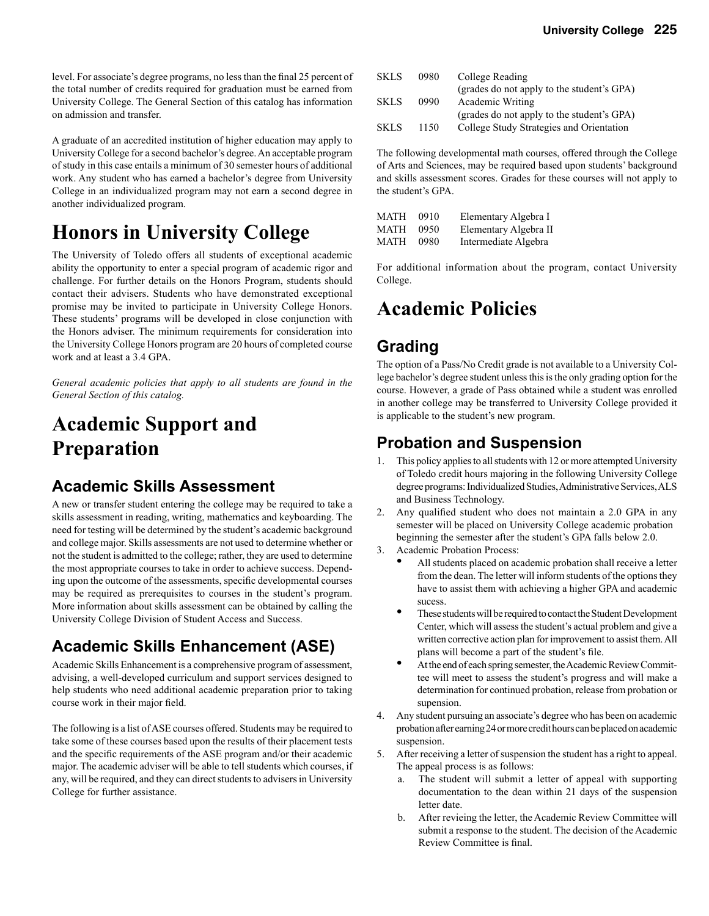level. For associate's degree programs, no less than the final 25 percent of the total number of credits required for graduation must be earned from University College. The General Section of this catalog has information on admission and transfer.

A graduate of an accredited institution of higher education may apply to University College for a second bachelor's degree. An acceptable program of study in this case entails a minimum of 30 semester hours of additional work. Any student who has earned a bachelor's degree from University College in an individualized program may not earn a second degree in another individualized program.

# Honors in University College

The University of Toledo offers all students of exceptional academic ability the opportunity to enter a special program of academic rigor and challenge. For further details on the Honors Program, students should contact their advisers. Students who have demonstrated exceptional promise may be invited to participate in University College Honors. These students' programs will be developed in close conjunction with the Honors adviser. The minimum requirements for consideration into the University College Honors program are 20 hours of completed course work and at least a 3.4 GPA.

*General academic policies that apply to all students are found in the General Section of this catalog.*

# Academic Support and Preparation

## Academic Skills Assessment

A new or transfer student entering the college may be required to take a skills assessment in reading, writing, mathematics and keyboarding. The need for testing will be determined by the student's academic background and college major. Skills assessments are not used to determine whether or not the student is admitted to the college; rather, they are used to determine the most appropriate courses to take in order to achieve success. Depending upon the outcome of the assessments, specific developmental courses may be required as prerequisites to courses in the student's program. More information about skills assessment can be obtained by calling the University College Division of Student Access and Success.

## Academic Skills Enhancement (ASE)

Academic Skills Enhancement is a comprehensive program of assessment, advising, a well-developed curriculum and support services designed to help students who need additional academic preparation prior to taking course work in their major field.

The following is a list of ASE courses offered. Students may be required to take some of these courses based upon the results of their placement tests and the specific requirements of the ASE program and/or their academic major. The academic adviser will be able to tell students which courses, if any, will be required, and they can direct students to advisers in University College for further assistance.

| | | |
|---|---|---|
| SKLS | 0980 | College Reading (grades do not apply to the student's GPA) |
| SKLS | 0990 | Academic Writing (grades do not apply to the student's GPA) |
| SKLS | 1150 | College Study Strategies and Orientation |

The following developmental math courses, offered through the College of Arts and Sciences, may be required based upon students' background and skills assessment scores. Grades for these courses will not apply to the student's GPA.

| | | |
|---|---|---|
| MATH | 0910 | Elementary Algebra I |
| MATH | 0950 | Elementary Algebra II |
| MATH | 0980 | Intermediate Algebra |

For additional information about the program, contact University College.

# Academic Policies

## Grading

The option of a Pass/No Credit grade is not available to a University College bachelor's degree student unless this is the only grading option for the course. However, a grade of Pass obtained while a student was enrolled in another college may be transferred to University College provided it is applicable to the student's new program.

## Probation and Suspension

1. This policy applies to all students with 12 or more attempted University of Toledo credit hours majoring in the following University College degree programs: Individualized Studies, Administrative Services, ALS and Business Technology.
2. Any qualified student who does not maintain a 2.0 GPA in any semester will be placed on University College academic probation beginning the semester after the student's GPA falls below 2.0.
3. Academic Probation Process:
   - All students placed on academic probation shall receive a letter from the dean. The letter will inform students of the options they have to assist them with achieving a higher GPA and academic sucess.
   - These students will be required to contact the Student Development Center, which will assess the student's actual problem and give a written corrective action plan for improvement to assist them. All plans will become a part of the student's file.
   - At the end of each spring semester, the Academic Review Committee will meet to assess the student's progress and will make a determination for continued probation, release from probation or supension.
4. Any student pursuing an associate's degree who has been on academic probation after earning 24 or more credit hours can be placed on academic suspension.
5. After receiving a letter of suspension the student has a right to appeal. The appeal process is as follows:
   a. The student will submit a letter of appeal with supporting documentation to the dean within 21 days of the suspension letter date.
   b. After revieing the letter, the Academic Review Committee will submit a response to the student. The decision of the Academic Review Committee is final.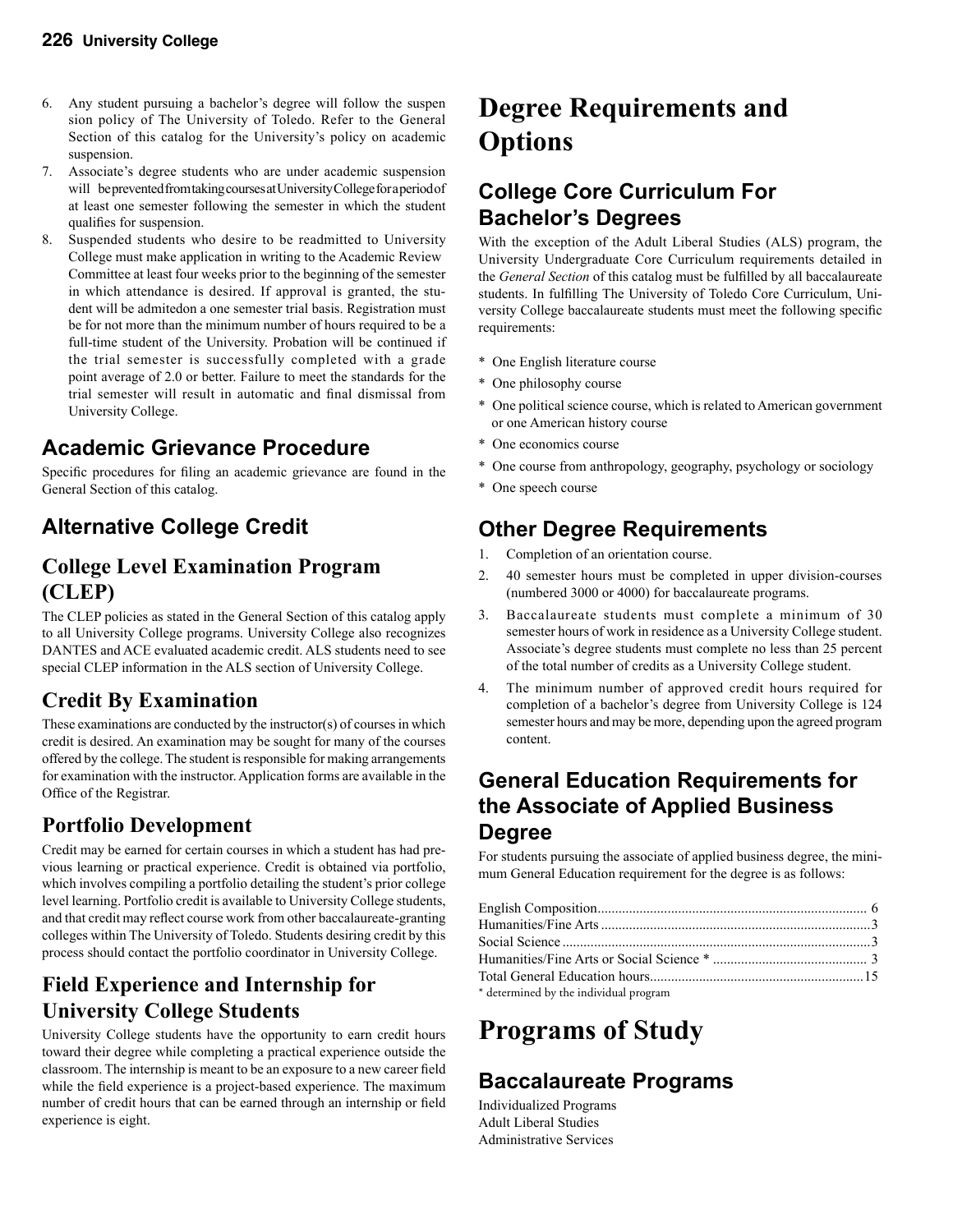6. Any student pursuing a bachelor's degree will follow the suspen sion policy of The University of Toledo. Refer to the General Section of this catalog for the University's policy on academic suspension.
7. Associate's degree students who are under academic suspension will be prevented from taking courses at University College for a period of at least one semester following the semester in which the student qualifies for suspension.
8. Suspended students who desire to be readmitted to University College must make application in writing to the Academic Review Committee at least four weeks prior to the beginning of the semester in which attendance is desired. If approval is granted, the student will be admitedon a one semester trial basis. Registration must be for not more than the minimum number of hours required to be a full-time student of the University. Probation will be continued if the trial semester is successfully completed with a grade point average of 2.0 or better. Failure to meet the standards for the trial semester will result in automatic and final dismissal from University College.

## Academic Grievance Procedure

Specific procedures for filing an academic grievance are found in the General Section of this catalog.

## Alternative College Credit

### College Level Examination Program (CLEP)

The CLEP policies as stated in the General Section of this catalog apply to all University College programs. University College also recognizes DANTES and ACE evaluated academic credit. ALS students need to see special CLEP information in the ALS section of University College.

### Credit By Examination

These examinations are conducted by the instructor(s) of courses in which credit is desired. An examination may be sought for many of the courses offered by the college. The student is responsible for making arrangements for examination with the instructor. Application forms are available in the Office of the Registrar.

### Portfolio Development

Credit may be earned for certain courses in which a student has had previous learning or practical experience. Credit is obtained via portfolio, which involves compiling a portfolio detailing the student's prior college level learning. Portfolio credit is available to University College students, and that credit may reflect course work from other baccalaureate-granting colleges within The University of Toledo. Students desiring credit by this process should contact the portfolio coordinator in University College.

### Field Experience and Internship for University College Students

University College students have the opportunity to earn credit hours toward their degree while completing a practical experience outside the classroom. The internship is meant to be an exposure to a new career field while the field experience is a project-based experience. The maximum number of credit hours that can be earned through an internship or field experience is eight.

# Degree Requirements and Options

## College Core Curriculum For Bachelor's Degrees

With the exception of the Adult Liberal Studies (ALS) program, the University Undergraduate Core Curriculum requirements detailed in the *General Section* of this catalog must be fulfilled by all baccalaureate students. In fulfilling The University of Toledo Core Curriculum, University College baccalaureate students must meet the following specific requirements:

* One English literature course
* One philosophy course
* One political science course, which is related to American government or one American history course
* One economics course
* One course from anthropology, geography, psychology or sociology
* One speech course

## Other Degree Requirements

1. Completion of an orientation course.
2. 40 semester hours must be completed in upper division-courses (numbered 3000 or 4000) for baccalaureate programs.
3. Baccalaureate students must complete a minimum of 30 semester hours of work in residence as a University College student. Associate's degree students must complete no less than 25 percent of the total number of credits as a University College student.
4. The minimum number of approved credit hours required for completion of a bachelor's degree from University College is 124 semester hours and may be more, depending upon the agreed program content.

## General Education Requirements for the Associate of Applied Business Degree

For students pursuing the associate of applied business degree, the minimum General Education requirement for the degree is as follows:

| | |
|---|---|
| English Composition | 6 |
| Humanities/Fine Arts | 3 |
| Social Science | 3 |
| Humanities/Fine Arts or Social Science * | 3 |
| Total General Education hours | 15 |

\* determined by the individual program

# Programs of Study

## Baccalaureate Programs

Individualized Programs
Adult Liberal Studies
Administrative Services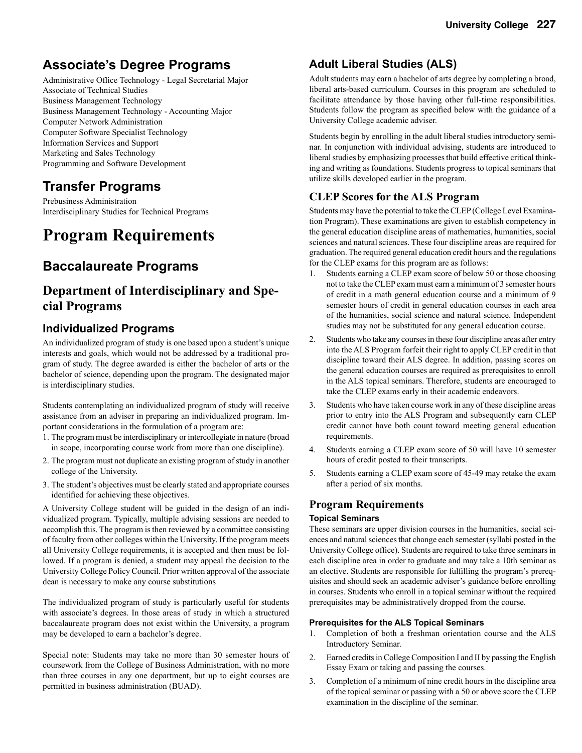## Associate's Degree Programs

Administrative Office Technology - Legal Secretarial Major
Associate of Technical Studies
Business Management Technology
Business Management Technology - Accounting Major
Computer Network Administration
Computer Software Specialist Technology
Information Services and Support
Marketing and Sales Technology
Programming and Software Development

## Transfer Programs

Prebusiness Administration
Interdisciplinary Studies for Technical Programs

# Program Requirements

## Baccalaureate Programs

## Department of Interdisciplinary and Special Programs

### Individualized Programs

An individualized program of study is one based upon a student's unique interests and goals, which would not be addressed by a traditional program of study. The degree awarded is either the bachelor of arts or the bachelor of science, depending upon the program. The designated major is interdisciplinary studies.

Students contemplating an individualized program of study will receive assistance from an adviser in preparing an individualized program. Important considerations in the formulation of a program are:

1. The program must be interdisciplinary or intercollegiate in nature (broad in scope, incorporating course work from more than one discipline).
2. The program must not duplicate an existing program of study in another college of the University.
3. The student's objectives must be clearly stated and appropriate courses identified for achieving these objectives.

A University College student will be guided in the design of an individualized program. Typically, multiple advising sessions are needed to accomplish this. The program is then reviewed by a committee consisting of faculty from other colleges within the University. If the program meets all University College requirements, it is accepted and then must be followed. If a program is denied, a student may appeal the decision to the University College Policy Council. Prior written approval of the associate dean is necessary to make any course substitutions

The individualized program of study is particularly useful for students with associate's degrees. In those areas of study in which a structured baccalaureate program does not exist within the University, a program may be developed to earn a bachelor's degree.

Special note: Students may take no more than 30 semester hours of coursework from the College of Business Administration, with no more than three courses in any one department, but up to eight courses are permitted in business administration (BUAD).

### Adult Liberal Studies (ALS)

Adult students may earn a bachelor of arts degree by completing a broad, liberal arts-based curriculum. Courses in this program are scheduled to facilitate attendance by those having other full-time responsibilities. Students follow the program as specified below with the guidance of a University College academic adviser.

Students begin by enrolling in the adult liberal studies introductory seminar. In conjunction with individual advising, students are introduced to liberal studies by emphasizing processes that build effective critical thinking and writing as foundations. Students progress to topical seminars that utilize skills developed earlier in the program.

### CLEP Scores for the ALS Program

Students may have the potential to take the CLEP (College Level Examination Program). These examinations are given to establish competency in the general education discipline areas of mathematics, humanities, social sciences and natural sciences. These four discipline areas are required for graduation. The required general education credit hours and the regulations for the CLEP exams for this program are as follows:

1. Students earning a CLEP exam score of below 50 or those choosing not to take the CLEP exam must earn a minimum of 3 semester hours of credit in a math general education course and a minimum of 9 semester hours of credit in general education courses in each area of the humanities, social science and natural science. Independent studies may not be substituted for any general education course.
2. Students who take any courses in these four discipline areas after entry into the ALS Program forfeit their right to apply CLEP credit in that discipline toward their ALS degree. In addition, passing scores on the general education courses are required as prerequisites to enroll in the ALS topical seminars. Therefore, students are encouraged to take the CLEP exams early in their academic endeavors.
3. Students who have taken course work in any of these discipline areas prior to entry into the ALS Program and subsequently earn CLEP credit cannot have both count toward meeting general education requirements.
4. Students earning a CLEP exam score of 50 will have 10 semester hours of credit posted to their transcripts.
5. Students earning a CLEP exam score of 45-49 may retake the exam after a period of six months.

### Program Requirements

#### Topical Seminars

These seminars are upper division courses in the humanities, social sciences and natural sciences that change each semester (syllabi posted in the University College office). Students are required to take three seminars in each discipline area in order to graduate and may take a 10th seminar as an elective. Students are responsible for fulfilling the program's prerequisites and should seek an academic adviser's guidance before enrolling in courses. Students who enroll in a topical seminar without the required prerequisites may be administratively dropped from the course.

#### Prerequisites for the ALS Topical Seminars

1. Completion of both a freshman orientation course and the ALS Introductory Seminar.
2. Earned credits in College Composition I and II by passing the English Essay Exam or taking and passing the courses.
3. Completion of a minimum of nine credit hours in the discipline area of the topical seminar or passing with a 50 or above score the CLEP examination in the discipline of the seminar.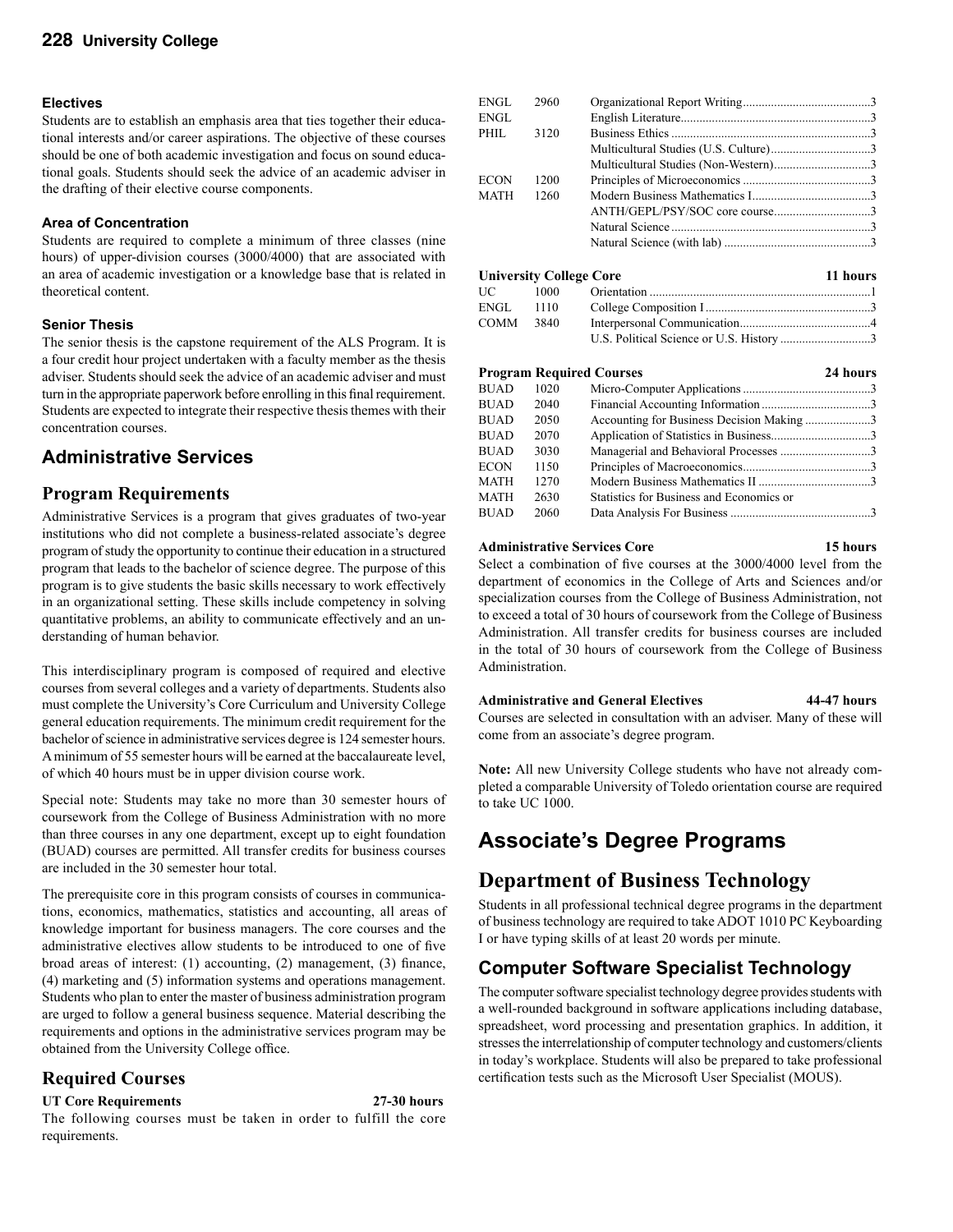#### Electives

Students are to establish an emphasis area that ties together their educational interests and/or career aspirations. The objective of these courses should be one of both academic investigation and focus on sound educational goals. Students should seek the advice of an academic adviser in the drafting of their elective course components.

#### Area of Concentration

Students are required to complete a minimum of three classes (nine hours) of upper-division courses (3000/4000) that are associated with an area of academic investigation or a knowledge base that is related in theoretical content.

#### Senior Thesis

The senior thesis is the capstone requirement of the ALS Program. It is a four credit hour project undertaken with a faculty member as the thesis adviser. Students should seek the advice of an academic adviser and must turn in the appropriate paperwork before enrolling in this final requirement. Students are expected to integrate their respective thesis themes with their concentration courses.

## Administrative Services

### Program Requirements

Administrative Services is a program that gives graduates of two-year institutions who did not complete a business-related associate's degree program of study the opportunity to continue their education in a structured program that leads to the bachelor of science degree. The purpose of this program is to give students the basic skills necessary to work effectively in an organizational setting. These skills include competency in solving quantitative problems, an ability to communicate effectively and an understanding of human behavior.

This interdisciplinary program is composed of required and elective courses from several colleges and a variety of departments. Students also must complete the University's Core Curriculum and University College general education requirements. The minimum credit requirement for the bachelor of science in administrative services degree is 124 semester hours. A minimum of 55 semester hours will be earned at the baccalaureate level, of which 40 hours must be in upper division course work.

Special note: Students may take no more than 30 semester hours of coursework from the College of Business Administration with no more than three courses in any one department, except up to eight foundation (BUAD) courses are permitted. All transfer credits for business courses are included in the 30 semester hour total.

The prerequisite core in this program consists of courses in communications, economics, mathematics, statistics and accounting, all areas of knowledge important for business managers. The core courses and the administrative electives allow students to be introduced to one of five broad areas of interest: (1) accounting, (2) management, (3) finance, (4) marketing and (5) information systems and operations management. Students who plan to enter the master of business administration program are urged to follow a general business sequence. Material describing the requirements and options in the administrative services program may be obtained from the University College office.

### Required Courses

**UT Core Requirements — 27-30 hours**

The following courses must be taken in order to fulfill the core requirements.

| | | | |
|---|---|---|---|
| ENGL | 2960 | Organizational Report Writing | 3 |
| ENGL | | English Literature | 3 |
| PHIL | 3120 | Business Ethics | 3 |
| | | Multicultural Studies (U.S. Culture) | 3 |
| | | Multicultural Studies (Non-Western) | 3 |
| ECON | 1200 | Principles of Microeconomics | 3 |
| MATH | 1260 | Modern Business Mathematics I | 3 |
| | | ANTH/GEPL/PSY/SOC core course | 3 |
| | | Natural Science | 3 |
| | | Natural Science (with lab) | 3 |

**University College Core — 11 hours**

| | | | |
|---|---|---|---|
| UC | 1000 | Orientation | 1 |
| ENGL | 1110 | College Composition I | 3 |
| COMM | 3840 | Interpersonal Communication | 4 |
| | | U.S. Political Science or U.S. History | 3 |

**Program Required Courses — 24 hours**

| | | | |
|---|---|---|---|
| BUAD | 1020 | Micro-Computer Applications | 3 |
| BUAD | 2040 | Financial Accounting Information | 3 |
| BUAD | 2050 | Accounting for Business Decision Making | 3 |
| BUAD | 2070 | Application of Statistics in Business | 3 |
| BUAD | 3030 | Managerial and Behavioral Processes | 3 |
| ECON | 1150 | Principles of Macroeconomics | 3 |
| MATH | 1270 | Modern Business Mathematics II | 3 |
| MATH | 2630 | Statistics for Business and Economics or | |
| BUAD | 2060 | Data Analysis For Business | 3 |

**Administrative Services Core — 15 hours**

Select a combination of five courses at the 3000/4000 level from the department of economics in the College of Arts and Sciences and/or specialization courses from the College of Business Administration, not to exceed a total of 30 hours of coursework from the College of Business Administration. All transfer credits for business courses are included in the total of 30 hours of coursework from the College of Business Administration.

**Administrative and General Electives — 44-47 hours**

Courses are selected in consultation with an adviser. Many of these will come from an associate's degree program.

**Note:** All new University College students who have not already completed a comparable University of Toledo orientation course are required to take UC 1000.

# Associate's Degree Programs

## Department of Business Technology

Students in all professional technical degree programs in the department of business technology are required to take ADOT 1010 PC Keyboarding I or have typing skills of at least 20 words per minute.

### Computer Software Specialist Technology

The computer software specialist technology degree provides students with a well-rounded background in software applications including database, spreadsheet, word processing and presentation graphics. In addition, it stresses the interrelationship of computer technology and customers/clients in today's workplace. Students will also be prepared to take professional certification tests such as the Microsoft User Specialist (MOUS).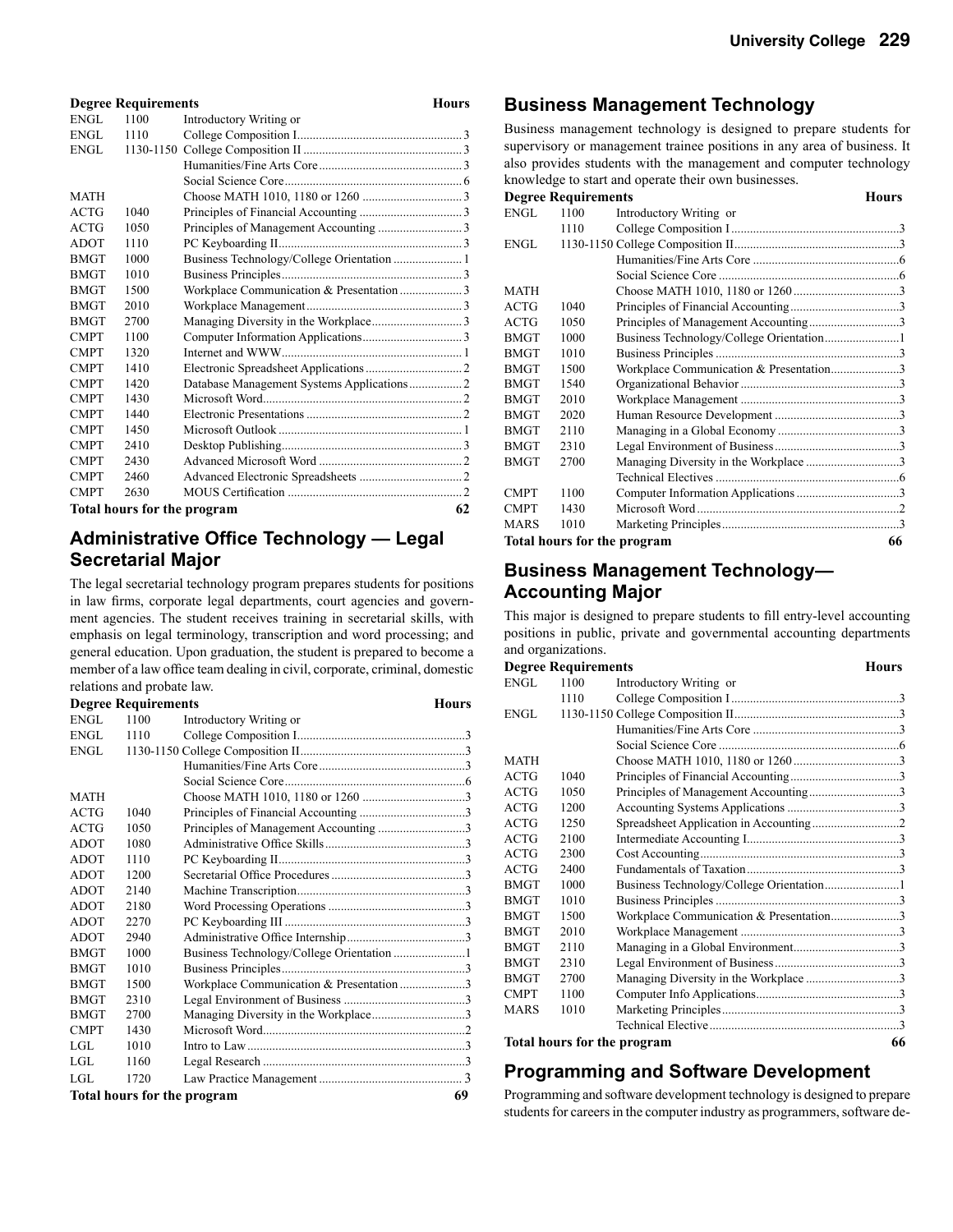| Degree Requirements | | | Hours |
|---|---|---|---|
| ENGL | 1100 | Introductory Writing or | |
| ENGL | 1110 | College Composition I | 3 |
| ENGL | 1130-1150 | College Composition II | 3 |
| | | Humanities/Fine Arts Core | 3 |
| | | Social Science Core | 6 |
| MATH | | Choose MATH 1010, 1180 or 1260 | 3 |
| ACTG | 1040 | Principles of Financial Accounting | 3 |
| ACTG | 1050 | Principles of Management Accounting | 3 |
| ADOT | 1110 | PC Keyboarding II | 3 |
| BMGT | 1000 | Business Technology/College Orientation | 1 |
| BMGT | 1010 | Business Principles | 3 |
| BMGT | 1500 | Workplace Communication & Presentation | 3 |
| BMGT | 2010 | Workplace Management | 3 |
| BMGT | 2700 | Managing Diversity in the Workplace | 3 |
| CMPT | 1100 | Computer Information Applications | 3 |
| CMPT | 1320 | Internet and WWW | 1 |
| CMPT | 1410 | Electronic Spreadsheet Applications | 2 |
| CMPT | 1420 | Database Management Systems Applications | 2 |
| CMPT | 1430 | Microsoft Word | 2 |
| CMPT | 1440 | Electronic Presentations | 2 |
| CMPT | 1450 | Microsoft Outlook | 1 |
| CMPT | 2410 | Desktop Publishing | 3 |
| CMPT | 2430 | Advanced Microsoft Word | 2 |
| CMPT | 2460 | Advanced Electronic Spreadsheets | 2 |
| CMPT | 2630 | MOUS Certification | 2 |
| **Total hours for the program** | | | **62** |

## Administrative Office Technology — Legal Secretarial Major

The legal secretarial technology program prepares students for positions in law firms, corporate legal departments, court agencies and government agencies. The student receives training in secretarial skills, with emphasis on legal terminology, transcription and word processing; and general education. Upon graduation, the student is prepared to become a member of a law office team dealing in civil, corporate, criminal, domestic relations and probate law.

| Degree Requirements | | | Hours |
|---|---|---|---|
| ENGL | 1100 | Introductory Writing or | |
| ENGL | 1110 | College Composition I | 3 |
| ENGL | 1130-1150 | College Composition II | 3 |
| | | Humanities/Fine Arts Core | 3 |
| | | Social Science Core | 6 |
| MATH | | Choose MATH 1010, 1180 or 1260 | 3 |
| ACTG | 1040 | Principles of Financial Accounting | 3 |
| ACTG | 1050 | Principles of Management Accounting | 3 |
| ADOT | 1080 | Administrative Office Skills | 3 |
| ADOT | 1110 | PC Keyboarding II | 3 |
| ADOT | 1200 | Secretarial Office Procedures | 3 |
| ADOT | 2140 | Machine Transcription | 3 |
| ADOT | 2180 | Word Processing Operations | 3 |
| ADOT | 2270 | PC Keyboarding III | 3 |
| ADOT | 2940 | Administrative Office Internship | 3 |
| BMGT | 1000 | Business Technology/College Orientation | 1 |
| BMGT | 1010 | Business Principles | 3 |
| BMGT | 1500 | Workplace Communication & Presentation | 3 |
| BMGT | 2310 | Legal Environment of Business | 3 |
| BMGT | 2700 | Managing Diversity in the Workplace | 3 |
| CMPT | 1430 | Microsoft Word | 2 |
| LGL | 1010 | Intro to Law | 3 |
| LGL | 1160 | Legal Research | 3 |
| LGL | 1720 | Law Practice Management | 3 |
| **Total hours for the program** | | | **69** |

## Business Management Technology

Business management technology is designed to prepare students for supervisory or management trainee positions in any area of business. It also provides students with the management and computer technology knowledge to start and operate their own businesses.

| Degree Requirements | | | Hours |
|---|---|---|---|
| ENGL | 1100 | Introductory Writing or | |
| | 1110 | College Composition I | 3 |
| ENGL | 1130-1150 | College Composition II | 3 |
| | | Humanities/Fine Arts Core | 6 |
| | | Social Science Core | 6 |
| MATH | | Choose MATH 1010, 1180 or 1260 | 3 |
| ACTG | 1040 | Principles of Financial Accounting | 3 |
| ACTG | 1050 | Principles of Management Accounting | 3 |
| BMGT | 1000 | Business Technology/College Orientation | 1 |
| BMGT | 1010 | Business Principles | 3 |
| BMGT | 1500 | Workplace Communication & Presentation | 3 |
| BMGT | 1540 | Organizational Behavior | 3 |
| BMGT | 2010 | Workplace Management | 3 |
| BMGT | 2020 | Human Resource Development | 3 |
| BMGT | 2110 | Managing in a Global Economy | 3 |
| BMGT | 2310 | Legal Environment of Business | 3 |
| BMGT | 2700 | Managing Diversity in the Workplace | 3 |
| | | Technical Electives | 6 |
| CMPT | 1100 | Computer Information Applications | 3 |
| CMPT | 1430 | Microsoft Word | 2 |
| MARS | 1010 | Marketing Principles | 3 |
| **Total hours for the program** | | | **66** |

## Business Management Technology—Accounting Major

This major is designed to prepare students to fill entry-level accounting positions in public, private and governmental accounting departments and organizations.

| Degree Requirements | | | Hours |
|---|---|---|---|
| ENGL | 1100 | Introductory Writing or | |
| | 1110 | College Composition I | 3 |
| ENGL | 1130-1150 | College Composition II | 3 |
| | | Humanities/Fine Arts Core | 3 |
| | | Social Science Core | 6 |
| MATH | | Choose MATH 1010, 1180 or 1260 | 3 |
| ACTG | 1040 | Principles of Financial Accounting | 3 |
| ACTG | 1050 | Principles of Management Accounting | 3 |
| ACTG | 1200 | Accounting Systems Applications | 3 |
| ACTG | 1250 | Spreadsheet Application in Accounting | 2 |
| ACTG | 2100 | Intermediate Accounting I | 3 |
| ACTG | 2300 | Cost Accounting | 3 |
| ACTG | 2400 | Fundamentals of Taxation | 3 |
| BMGT | 1000 | Business Technology/College Orientation | 1 |
| BMGT | 1010 | Business Principles | 3 |
| BMGT | 1500 | Workplace Communication & Presentation | 3 |
| BMGT | 2010 | Workplace Management | 3 |
| BMGT | 2110 | Managing in a Global Environment | 3 |
| BMGT | 2310 | Legal Environment of Business | 3 |
| BMGT | 2700 | Managing Diversity in the Workplace | 3 |
| CMPT | 1100 | Computer Info Applications | 3 |
| MARS | 1010 | Marketing Principles | 3 |
| | | Technical Elective | 3 |
| **Total hours for the program** | | | **66** |

## Programming and Software Development

Programming and software development technology is designed to prepare students for careers in the computer industry as programmers, software de-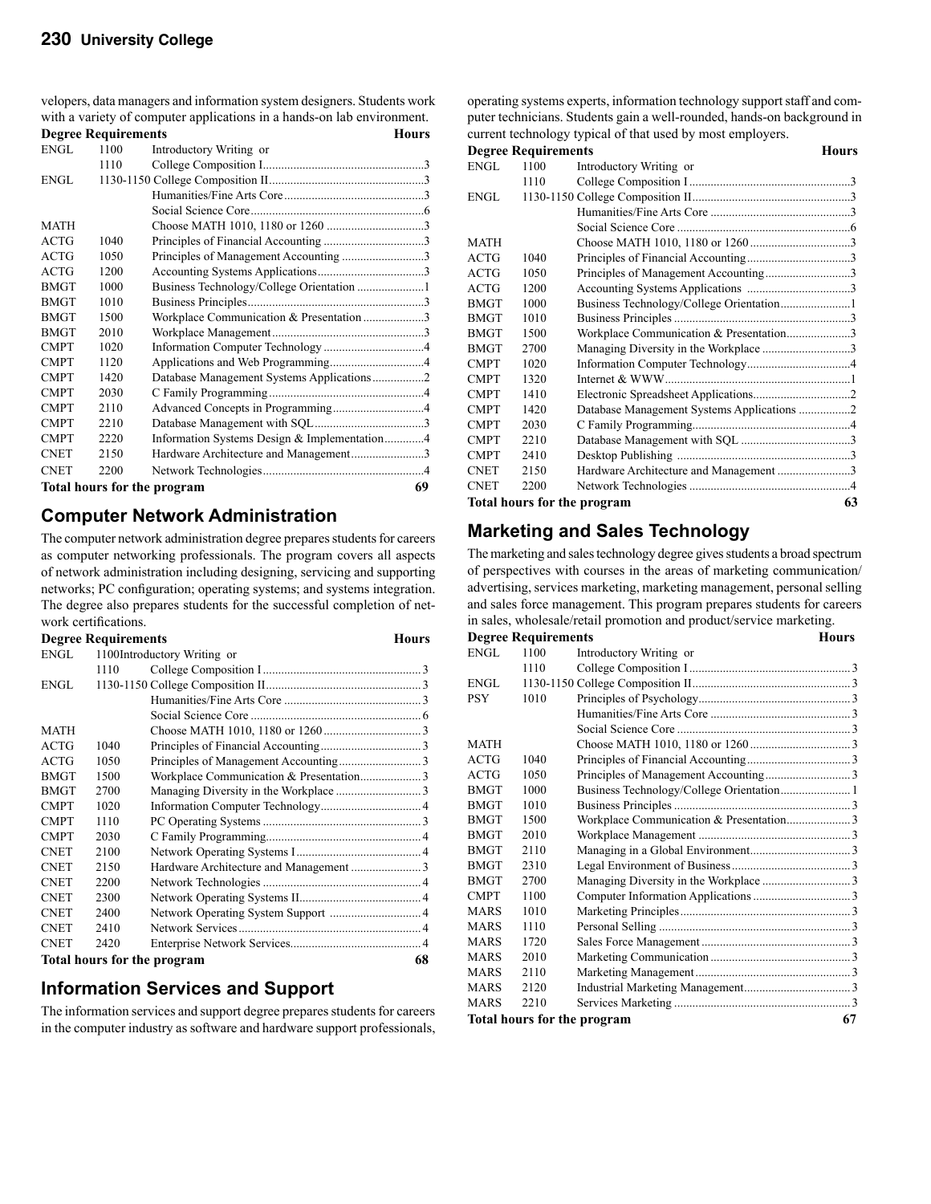velopers, data managers and information system designers. Students work with a variety of computer applications in a hands-on lab environment.

| Degree Requirements | | | Hours |
|---|---|---|---|
| ENGL | 1100 | Introductory Writing or | |
| | 1110 | College Composition I | 3 |
| ENGL | 1130-1150 | College Composition II | 3 |
| | | Humanities/Fine Arts Core | 3 |
| | | Social Science Core | 6 |
| MATH | | Choose MATH 1010, 1180 or 1260 | 3 |
| ACTG | 1040 | Principles of Financial Accounting | 3 |
| ACTG | 1050 | Principles of Management Accounting | 3 |
| ACTG | 1200 | Accounting Systems Applications | 3 |
| BMGT | 1000 | Business Technology/College Orientation | 1 |
| BMGT | 1010 | Business Principles | 3 |
| BMGT | 1500 | Workplace Communication & Presentation | 3 |
| BMGT | 2010 | Workplace Management | 3 |
| CMPT | 1020 | Information Computer Technology | 4 |
| CMPT | 1120 | Applications and Web Programming | 4 |
| CMPT | 1420 | Database Management Systems Applications | 2 |
| CMPT | 2030 | C Family Programming | 4 |
| CMPT | 2110 | Advanced Concepts in Programming | 4 |
| CMPT | 2210 | Database Management with SQL | 3 |
| CMPT | 2220 | Information Systems Design & Implementation | 4 |
| CNET | 2150 | Hardware Architecture and Management | 3 |
| CNET | 2200 | Network Technologies | 4 |
| **Total hours for the program** | | | **69** |

## Computer Network Administration

The computer network administration degree prepares students for careers as computer networking professionals. The program covers all aspects of network administration including designing, servicing and supporting networks; PC configuration; operating systems; and systems integration. The degree also prepares students for the successful completion of network certifications.

| Degree Requirements | | | Hours |
|---|---|---|---|
| ENGL | 1100 | Introductory Writing or | |
| | 1110 | College Composition I | 3 |
| ENGL | 1130-1150 | College Composition II | 3 |
| | | Humanities/Fine Arts Core | 3 |
| | | Social Science Core | 6 |
| MATH | | Choose MATH 1010, 1180 or 1260 | 3 |
| ACTG | 1040 | Principles of Financial Accounting | 3 |
| ACTG | 1050 | Principles of Management Accounting | 3 |
| BMGT | 1500 | Workplace Communication & Presentation | 3 |
| BMGT | 2700 | Managing Diversity in the Workplace | 3 |
| CMPT | 1020 | Information Computer Technology | 4 |
| CMPT | 1110 | PC Operating Systems | 3 |
| CMPT | 2030 | C Family Programming | 4 |
| CNET | 2100 | Network Operating Systems I | 4 |
| CNET | 2150 | Hardware Architecture and Management | 3 |
| CNET | 2200 | Network Technologies | 4 |
| CNET | 2300 | Network Operating Systems II | 4 |
| CNET | 2400 | Network Operating System Support | 4 |
| CNET | 2410 | Network Services | 4 |
| CNET | 2420 | Enterprise Network Services | 4 |
| **Total hours for the program** | | | **68** |

## Information Services and Support

The information services and support degree prepares students for careers in the computer industry as software and hardware support professionals, operating systems experts, information technology support staff and computer technicians. Students gain a well-rounded, hands-on background in current technology typical of that used by most employers.

| Degree Requirements | | | Hours |
|---|---|---|---|
| ENGL | 1100 | Introductory Writing or | |
| | 1110 | College Composition I | 3 |
| ENGL | 1130-1150 | College Composition II | 3 |
| | | Humanities/Fine Arts Core | 3 |
| | | Social Science Core | 6 |
| MATH | | Choose MATH 1010, 1180 or 1260 | 3 |
| ACTG | 1040 | Principles of Financial Accounting | 3 |
| ACTG | 1050 | Principles of Management Accounting | 3 |
| ACTG | 1200 | Accounting Systems Applications | 3 |
| BMGT | 1000 | Business Technology/College Orientation | 1 |
| BMGT | 1010 | Business Principles | 3 |
| BMGT | 1500 | Workplace Communication & Presentation | 3 |
| BMGT | 2700 | Managing Diversity in the Workplace | 3 |
| CMPT | 1020 | Information Computer Technology | 4 |
| CMPT | 1320 | Internet & WWW | 1 |
| CMPT | 1410 | Electronic Spreadsheet Applications | 2 |
| CMPT | 1420 | Database Management Systems Applications | 2 |
| CMPT | 2030 | C Family Programming | 4 |
| CMPT | 2210 | Database Management with SQL | 3 |
| CMPT | 2410 | Desktop Publishing | 3 |
| CNET | 2150 | Hardware Architecture and Management | 3 |
| CNET | 2200 | Network Technologies | 4 |
| **Total hours for the program** | | | **63** |

## Marketing and Sales Technology

The marketing and sales technology degree gives students a broad spectrum of perspectives with courses in the areas of marketing communication/advertising, services marketing, marketing management, personal selling and sales force management. This program prepares students for careers in sales, wholesale/retail promotion and product/service marketing.

| Degree Requirements | | | Hours |
|---|---|---|---|
| ENGL | 1100 | Introductory Writing or | |
| | 1110 | College Composition I | 3 |
| ENGL | 1130-1150 | College Composition II | 3 |
| PSY | 1010 | Principles of Psychology | 3 |
| | | Humanities/Fine Arts Core | 3 |
| | | Social Science Core | 3 |
| MATH | | Choose MATH 1010, 1180 or 1260 | 3 |
| ACTG | 1040 | Principles of Financial Accounting | 3 |
| ACTG | 1050 | Principles of Management Accounting | 3 |
| BMGT | 1000 | Business Technology/College Orientation | 1 |
| BMGT | 1010 | Business Principles | 3 |
| BMGT | 1500 | Workplace Communication & Presentation | 3 |
| BMGT | 2010 | Workplace Management | 3 |
| BMGT | 2110 | Managing in a Global Environment | 3 |
| BMGT | 2310 | Legal Environment of Business | 3 |
| BMGT | 2700 | Managing Diversity in the Workplace | 3 |
| CMPT | 1100 | Computer Information Applications | 3 |
| MARS | 1010 | Marketing Principles | 3 |
| MARS | 1110 | Personal Selling | 3 |
| MARS | 1720 | Sales Force Management | 3 |
| MARS | 2010 | Marketing Communication | 3 |
| MARS | 2110 | Marketing Management | 3 |
| MARS | 2120 | Industrial Marketing Management | 3 |
| MARS | 2210 | Services Marketing | 3 |
| **Total hours for the program** | | | **67** |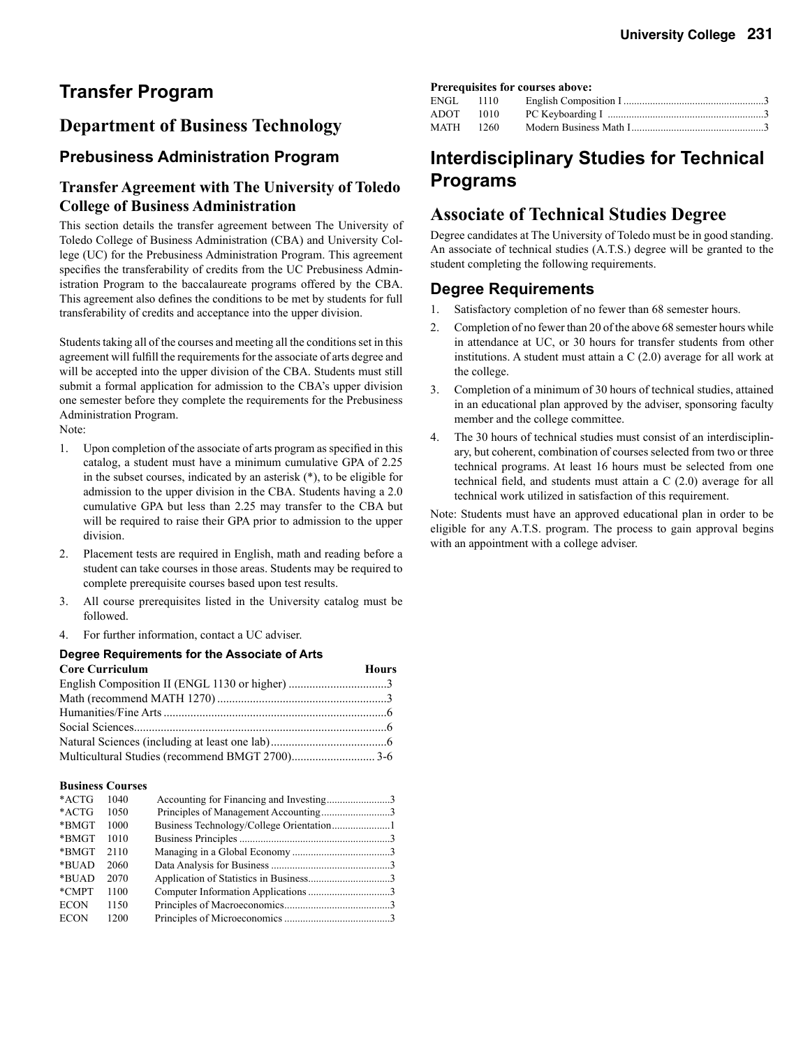# Transfer Program

## Department of Business Technology

### Prebusiness Administration Program

### Transfer Agreement with The University of Toledo College of Business Administration

This section details the transfer agreement between The University of Toledo College of Business Administration (CBA) and University College (UC) for the Prebusiness Administration Program. This agreement specifies the transferability of credits from the UC Prebusiness Administration Program to the baccalaureate programs offered by the CBA. This agreement also defines the conditions to be met by students for full transferability of credits and acceptance into the upper division.

Students taking all of the courses and meeting all the conditions set in this agreement will fulfill the requirements for the associate of arts degree and will be accepted into the upper division of the CBA. Students must still submit a formal application for admission to the CBA's upper division one semester before they complete the requirements for the Prebusiness Administration Program.

Note:

1. Upon completion of the associate of arts program as specified in this catalog, a student must have a minimum cumulative GPA of 2.25 in the subset courses, indicated by an asterisk (*), to be eligible for admission to the upper division in the CBA. Students having a 2.0 cumulative GPA but less than 2.25 may transfer to the CBA but will be required to raise their GPA prior to admission to the upper division.
2. Placement tests are required in English, math and reading before a student can take courses in those areas. Students may be required to complete prerequisite courses based upon test results.
3. All course prerequisites listed in the University catalog must be followed.
4. For further information, contact a UC adviser.

#### Degree Requirements for the Associate of Arts

| Core Curriculum | Hours |
|---|---|
| English Composition II (ENGL 1130 or higher) | 3 |
| Math (recommend MATH 1270) | 3 |
| Humanities/Fine Arts | 6 |
| Social Sciences | 6 |
| Natural Sciences (including at least one lab) | 6 |
| Multicultural Studies (recommend BMGT 2700) | 3-6 |

**Business Courses**

| | | | |
|---|---|---|---|
| *ACTG | 1040 | Accounting for Financing and Investing | 3 |
| *ACTG | 1050 | Principles of Management Accounting | 3 |
| *BMGT | 1000 | Business Technology/College Orientation | 1 |
| *BMGT | 1010 | Business Principles | 3 |
| *BMGT | 2110 | Managing in a Global Economy | 3 |
| *BUAD | 2060 | Data Analysis for Business | 3 |
| *BUAD | 2070 | Application of Statistics in Business | 3 |
| *CMPT | 1100 | Computer Information Applications | 3 |
| ECON | 1150 | Principles of Macroeconomics | 3 |
| ECON | 1200 | Principles of Microeconomics | 3 |

**Prerequisites for courses above:**

| | | | |
|---|---|---|---|
| ENGL | 1110 | English Composition I | 3 |
| ADOT | 1010 | PC Keyboarding I | 3 |
| MATH | 1260 | Modern Business Math I | 3 |

# Interdisciplinary Studies for Technical Programs

## Associate of Technical Studies Degree

Degree candidates at The University of Toledo must be in good standing. An associate of technical studies (A.T.S.) degree will be granted to the student completing the following requirements.

### Degree Requirements

1. Satisfactory completion of no fewer than 68 semester hours.
2. Completion of no fewer than 20 of the above 68 semester hours while in attendance at UC, or 30 hours for transfer students from other institutions. A student must attain a C (2.0) average for all work at the college.
3. Completion of a minimum of 30 hours of technical studies, attained in an educational plan approved by the adviser, sponsoring faculty member and the college committee.
4. The 30 hours of technical studies must consist of an interdisciplinary, but coherent, combination of courses selected from two or three technical programs. At least 16 hours must be selected from one technical field, and students must attain a C (2.0) average for all technical work utilized in satisfaction of this requirement.

Note: Students must have an approved educational plan in order to be eligible for any A.T.S. program. The process to gain approval begins with an appointment with a college adviser.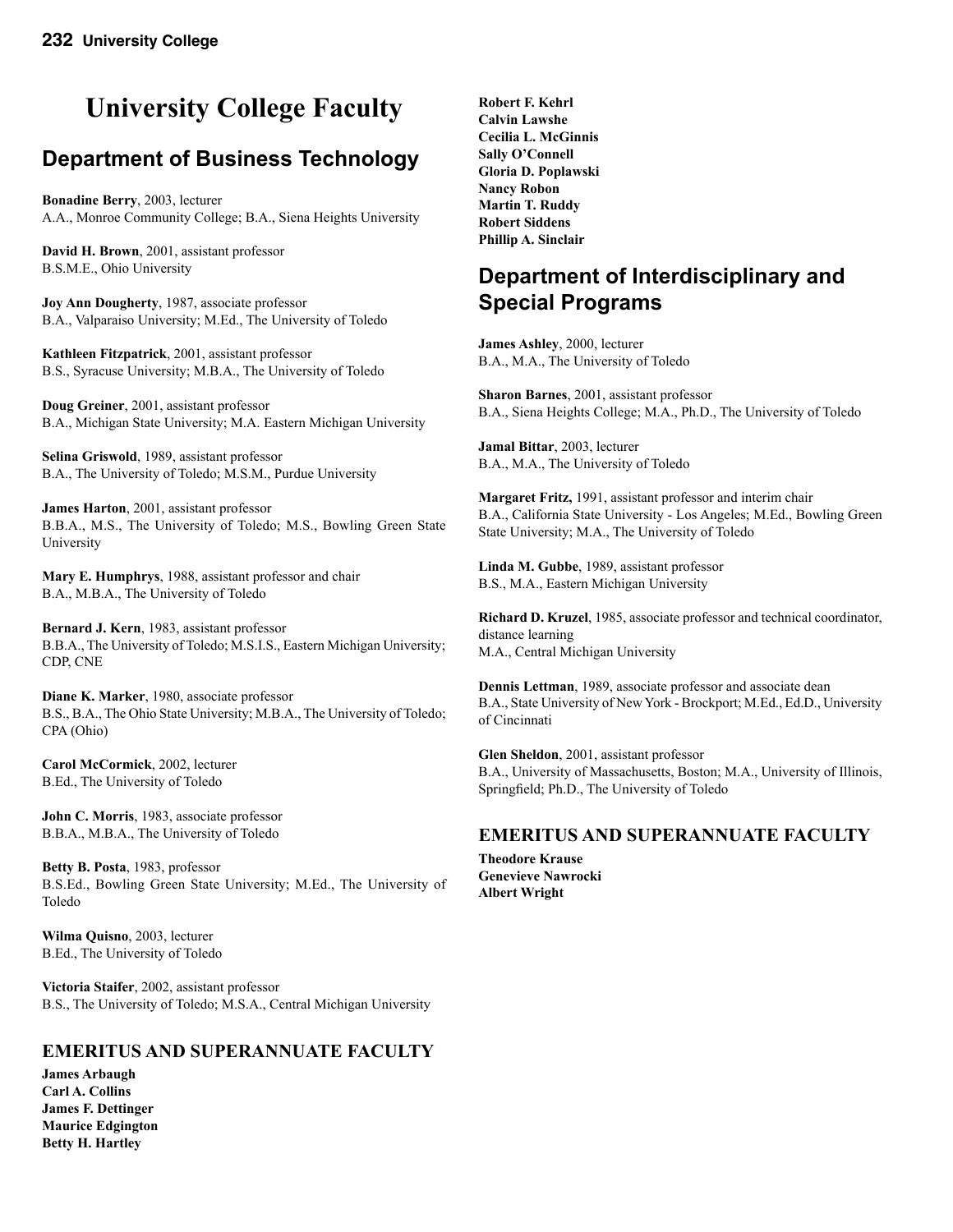# University College Faculty

## Department of Business Technology

**Bonadine Berry**, 2003, lecturer
A.A., Monroe Community College; B.A., Siena Heights University

**David H. Brown**, 2001, assistant professor
B.S.M.E., Ohio University

**Joy Ann Dougherty**, 1987, associate professor
B.A., Valparaiso University; M.Ed., The University of Toledo

**Kathleen Fitzpatrick**, 2001, assistant professor
B.S., Syracuse University; M.B.A., The University of Toledo

**Doug Greiner**, 2001, assistant professor
B.A., Michigan State University; M.A. Eastern Michigan University

**Selina Griswold**, 1989, assistant professor
B.A., The University of Toledo; M.S.M., Purdue University

**James Harton**, 2001, assistant professor
B.B.A., M.S., The University of Toledo; M.S., Bowling Green State University

**Mary E. Humphrys**, 1988, assistant professor and chair
B.A., M.B.A., The University of Toledo

**Bernard J. Kern**, 1983, assistant professor
B.B.A., The University of Toledo; M.S.I.S., Eastern Michigan University; CDP, CNE

**Diane K. Marker**, 1980, associate professor
B.S., B.A., The Ohio State University; M.B.A., The University of Toledo; CPA (Ohio)

**Carol McCormick**, 2002, lecturer
B.Ed., The University of Toledo

**John C. Morris**, 1983, associate professor
B.B.A., M.B.A., The University of Toledo

**Betty B. Posta**, 1983, professor
B.S.Ed., Bowling Green State University; M.Ed., The University of Toledo

**Wilma Quisno**, 2003, lecturer
B.Ed., The University of Toledo

**Victoria Staifer**, 2002, assistant professor
B.S., The University of Toledo; M.S.A., Central Michigan University

### EMERITUS AND SUPERANNUATE FACULTY

**James Arbaugh**
**Carl A. Collins**
**James F. Dettinger**
**Maurice Edgington**
**Betty H. Hartley**
**Robert F. Kehrl**
**Calvin Lawshe**
**Cecilia L. McGinnis**
**Sally O'Connell**
**Gloria D. Poplawski**
**Nancy Robon**
**Martin T. Ruddy**
**Robert Siddens**
**Phillip A. Sinclair**

## Department of Interdisciplinary and Special Programs

**James Ashley**, 2000, lecturer
B.A., M.A., The University of Toledo

**Sharon Barnes**, 2001, assistant professor
B.A., Siena Heights College; M.A., Ph.D., The University of Toledo

**Jamal Bittar**, 2003, lecturer
B.A., M.A., The University of Toledo

**Margaret Fritz,** 1991, assistant professor and interim chair
B.A., California State University - Los Angeles; M.Ed., Bowling Green State University; M.A., The University of Toledo

**Linda M. Gubbe**, 1989, assistant professor
B.S., M.A., Eastern Michigan University

**Richard D. Kruzel**, 1985, associate professor and technical coordinator, distance learning
M.A., Central Michigan University

**Dennis Lettman**, 1989, associate professor and associate dean
B.A., State University of New York - Brockport; M.Ed., Ed.D., University of Cincinnati

**Glen Sheldon**, 2001, assistant professor
B.A., University of Massachusetts, Boston; M.A., University of Illinois, Springfield; Ph.D., The University of Toledo

### EMERITUS AND SUPERANNUATE FACULTY

**Theodore Krause**
**Genevieve Nawrocki**
**Albert Wright**